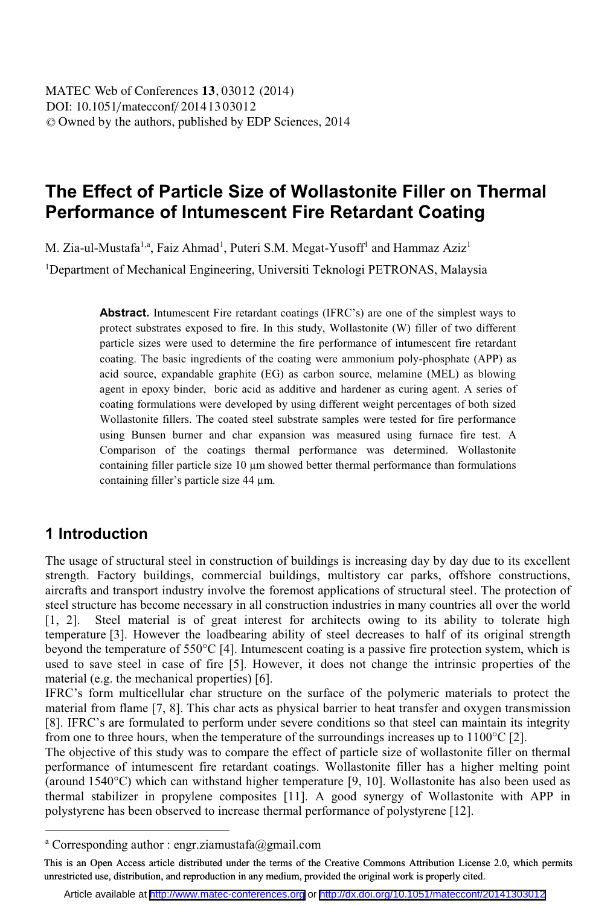# The Effect of Particle Size of Wollastonite Filler on Thermal Performance of Intumescent Fire Retardant Coating

M. Zia-ul-Mustafa[1,a], Faiz Ahmad[1], Puteri S.M. Megat-Yusoff[1] and Hammaz Aziz[1]

[1]Department of Mechanical Engineering, Universiti Teknologi PETRONAS, Malaysia

**Abstract.** Intumescent Fire retardant coatings (IFRC's) are one of the simplest ways to protect substrates exposed to fire. In this study, Wollastonite (W) filler of two different particle sizes were used to determine the fire performance of intumescent fire retardant coating. The basic ingredients of the coating were ammonium poly-phosphate (APP) as acid source, expandable graphite (EG) as carbon source, melamine (MEL) as blowing agent in epoxy binder, boric acid as additive and hardener as curing agent. A series of coating formulations were developed by using different weight percentages of both sized Wollastonite fillers. The coated steel substrate samples were tested for fire performance using Bunsen burner and char expansion was measured using furnace fire test. A Comparison of the coatings thermal performance was determined. Wollastonite containing filler particle size 10 µm showed better thermal performance than formulations containing filler's particle size 44 µm.

## 1 Introduction

The usage of structural steel in construction of buildings is increasing day by day due to its excellent strength. Factory buildings, commercial buildings, multistory car parks, offshore constructions, aircrafts and transport industry involve the foremost applications of structural steel. The protection of steel structure has become necessary in all construction industries in many countries all over the world [1, 2]. Steel material is of great interest for architects owing to its ability to tolerate high temperature [3]. However the loadbearing ability of steel decreases to half of its original strength beyond the temperature of 550°C [4]. Intumescent coating is a passive fire protection system, which is used to save steel in case of fire [5]. However, it does not change the intrinsic properties of the material (e.g. the mechanical properties) [6].

IFRC's form multicellular char structure on the surface of the polymeric materials to protect the material from flame [7, 8]. This char acts as physical barrier to heat transfer and oxygen transmission [8]. IFRC's are formulated to perform under severe conditions so that steel can maintain its integrity from one to three hours, when the temperature of the surroundings increases up to 1100°C [2].

The objective of this study was to compare the effect of particle size of wollastonite filler on thermal performance of intumescent fire retardant coatings. Wollastonite filler has a higher melting point (around 1540°C) which can withstand higher temperature [9, 10]. Wollastonite has also been used as thermal stabilizer in propylene composites [11]. A good synergy of Wollastonite with APP in polystyrene has been observed to increase thermal performance of polystyrene [12].

[a] Corresponding author : engr.ziamustafa@gmail.com

This is an Open Access article distributed under the terms of the Creative Commons Attribution License 2.0, which permits unrestricted use, distribution, and reproduction in any medium, provided the original work is properly cited.

Article available at http://www.matec-conferences.org or http://dx.doi.org/10.1051/matecconf/20141303012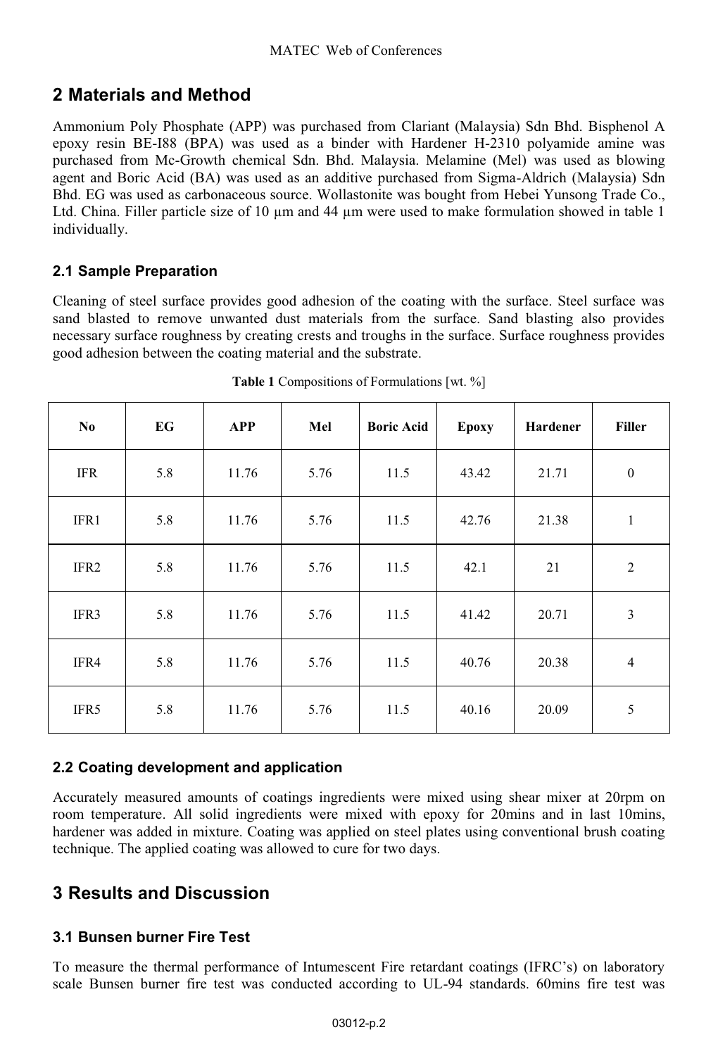## 2 Materials and Method

Ammonium Poly Phosphate (APP) was purchased from Clariant (Malaysia) Sdn Bhd. Bisphenol A epoxy resin BE-I88 (BPA) was used as a binder with Hardener H-2310 polyamide amine was purchased from Mc-Growth chemical Sdn. Bhd. Malaysia. Melamine (Mel) was used as blowing agent and Boric Acid (BA) was used as an additive purchased from Sigma-Aldrich (Malaysia) Sdn Bhd. EG was used as carbonaceous source. Wollastonite was bought from Hebei Yunsong Trade Co., Ltd. China. Filler particle size of 10 µm and 44 µm were used to make formulation showed in table 1 individually.

### 2.1 Sample Preparation

Cleaning of steel surface provides good adhesion of the coating with the surface. Steel surface was sand blasted to remove unwanted dust materials from the surface. Sand blasting also provides necessary surface roughness by creating crests and troughs in the surface. Surface roughness provides good adhesion between the coating material and the substrate.

**Table 1** Compositions of Formulations [wt. %]

| No | EG | APP | Mel | Boric Acid | Epoxy | Hardener | Filler |
|---|---|---|---|---|---|---|---|
| IFR | 5.8 | 11.76 | 5.76 | 11.5 | 43.42 | 21.71 | 0 |
| IFR1 | 5.8 | 11.76 | 5.76 | 11.5 | 42.76 | 21.38 | 1 |
| IFR2 | 5.8 | 11.76 | 5.76 | 11.5 | 42.1 | 21 | 2 |
| IFR3 | 5.8 | 11.76 | 5.76 | 11.5 | 41.42 | 20.71 | 3 |
| IFR4 | 5.8 | 11.76 | 5.76 | 11.5 | 40.76 | 20.38 | 4 |
| IFR5 | 5.8 | 11.76 | 5.76 | 11.5 | 40.16 | 20.09 | 5 |

### 2.2 Coating development and application

Accurately measured amounts of coatings ingredients were mixed using shear mixer at 20rpm on room temperature. All solid ingredients were mixed with epoxy for 20mins and in last 10mins, hardener was added in mixture. Coating was applied on steel plates using conventional brush coating technique. The applied coating was allowed to cure for two days.

## 3 Results and Discussion

### 3.1 Bunsen burner Fire Test

To measure the thermal performance of Intumescent Fire retardant coatings (IFRC's) on laboratory scale Bunsen burner fire test was conducted according to UL-94 standards. 60mins fire test was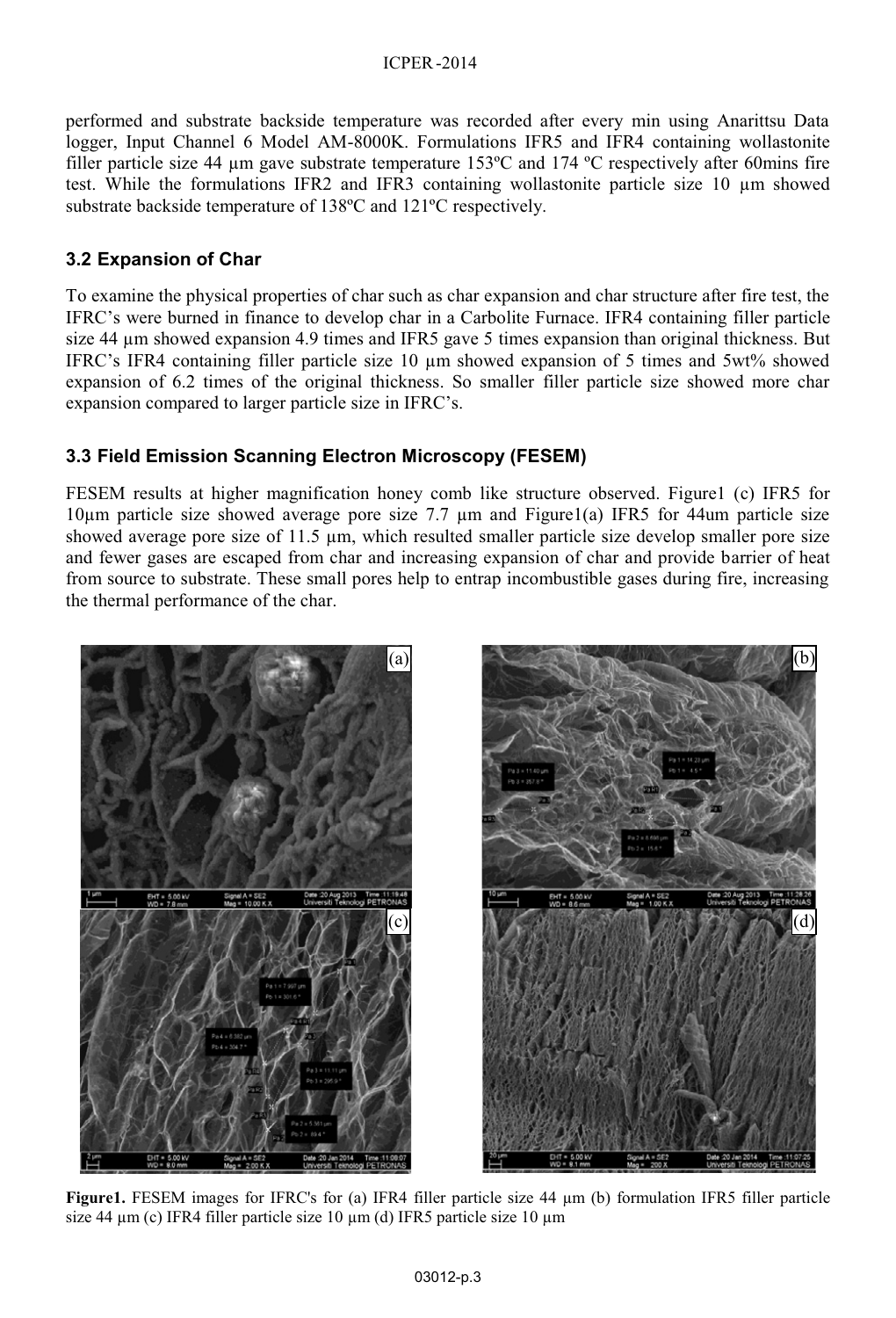performed and substrate backside temperature was recorded after every min using Anarittsu Data logger, Input Channel 6 Model AM-8000K. Formulations IFR5 and IFR4 containing wollastonite filler particle size 44 µm gave substrate temperature 153ºC and 174 ºC respectively after 60mins fire test. While the formulations IFR2 and IFR3 containing wollastonite particle size 10 µm showed substrate backside temperature of 138ºC and 121ºC respectively.

### 3.2 Expansion of Char

To examine the physical properties of char such as char expansion and char structure after fire test, the IFRC's were burned in finance to develop char in a Carbolite Furnace. IFR4 containing filler particle size 44 µm showed expansion 4.9 times and IFR5 gave 5 times expansion than original thickness. But IFRC's IFR4 containing filler particle size 10 µm showed expansion of 5 times and 5wt% showed expansion of 6.2 times of the original thickness. So smaller filler particle size showed more char expansion compared to larger particle size in IFRC's.

### 3.3 Field Emission Scanning Electron Microscopy (FESEM)

FESEM results at higher magnification honey comb like structure observed. Figure1 (c) IFR5 for 10µm particle size showed average pore size 7.7 µm and Figure1(a) IFR5 for 44um particle size showed average pore size of 11.5 µm, which resulted smaller particle size develop smaller pore size and fewer gases are escaped from char and increasing expansion of char and provide barrier of heat from source to substrate. These small pores help to entrap incombustible gases during fire, increasing the thermal performance of the char.

**Figure1.** FESEM images for IFRC's for (a) IFR4 filler particle size 44 µm (b) formulation IFR5 filler particle size 44 µm (c) IFR4 filler particle size 10 µm (d) IFR5 particle size 10 µm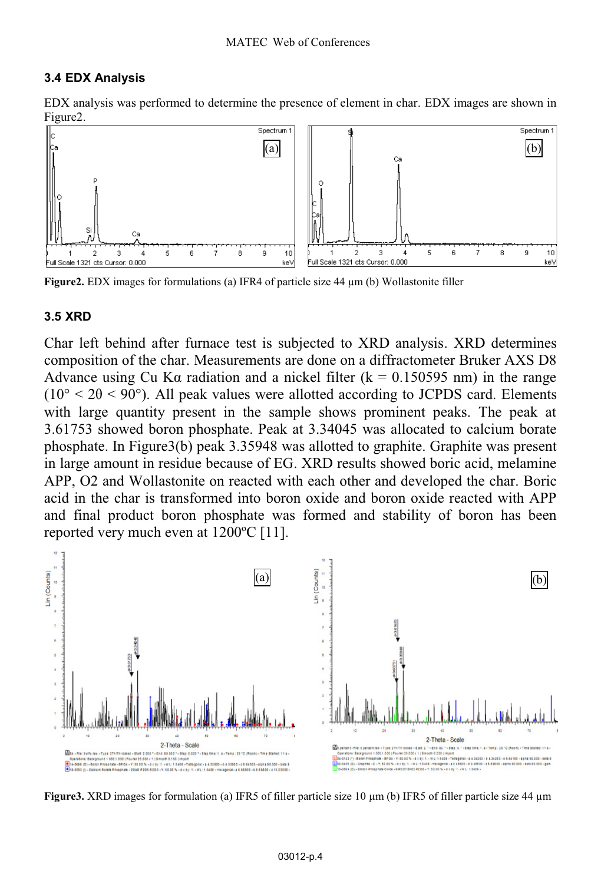### 3.4 EDX Analysis

EDX analysis was performed to determine the presence of element in char. EDX images are shown in Figure2.

**Figure2.** EDX images for formulations (a) IFR4 of particle size 44 μm (b) Wollastonite filler

### 3.5 XRD

Char left behind after furnace test is subjected to XRD analysis. XRD determines composition of the char. Measurements are done on a diffractometer Bruker AXS D8 Advance using Cu Kα radiation and a nickel filter (k = 0.150595 nm) in the range (10° < 2θ < 90°). All peak values were allotted according to JCPDS card. Elements with large quantity present in the sample shows prominent peaks. The peak at 3.61753 showed boron phosphate. Peak at 3.34045 was allocated to calcium borate phosphate. In Figure3(b) peak 3.35948 was allotted to graphite. Graphite was present in large amount in residue because of EG. XRD results showed boric acid, melamine APP, O2 and Wollastonite on reacted with each other and developed the char. Boric acid in the char is transformed into boron oxide and boron oxide reacted with APP and final product boron phosphate was formed and stability of boron has been reported very much even at 1200ºC [11].

**Figure3.** XRD images for formulation (a) IFR5 of filler particle size 10 μm (b) IFR5 of filler particle size 44 μm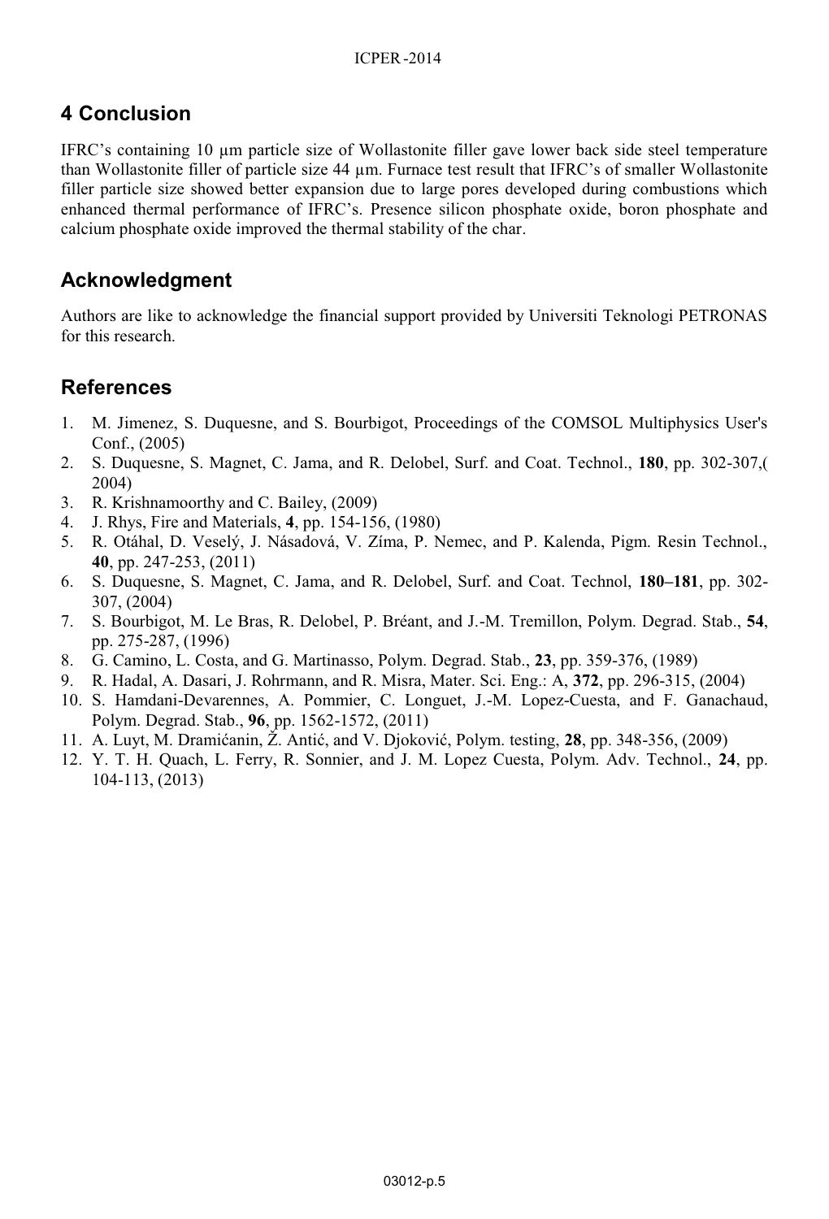## 4 Conclusion

IFRC's containing 10 µm particle size of Wollastonite filler gave lower back side steel temperature than Wollastonite filler of particle size 44 µm. Furnace test result that IFRC's of smaller Wollastonite filler particle size showed better expansion due to large pores developed during combustions which enhanced thermal performance of IFRC's. Presence silicon phosphate oxide, boron phosphate and calcium phosphate oxide improved the thermal stability of the char.

## Acknowledgment

Authors are like to acknowledge the financial support provided by Universiti Teknologi PETRONAS for this research.

## References

1. M. Jimenez, S. Duquesne, and S. Bourbigot, Proceedings of the COMSOL Multiphysics User's Conf., (2005)
2. S. Duquesne, S. Magnet, C. Jama, and R. Delobel, Surf. and Coat. Technol., **180**, pp. 302-307,( 2004)
3. R. Krishnamoorthy and C. Bailey, (2009)
4. J. Rhys, Fire and Materials, **4**, pp. 154-156, (1980)
5. R. Otáhal, D. Veselý, J. Násadová, V. Zíma, P. Nemec, and P. Kalenda, Pigm. Resin Technol., **40**, pp. 247-253, (2011)
6. S. Duquesne, S. Magnet, C. Jama, and R. Delobel, Surf. and Coat. Technol, **180–181**, pp. 302-307, (2004)
7. S. Bourbigot, M. Le Bras, R. Delobel, P. Bréant, and J.-M. Tremillon, Polym. Degrad. Stab., **54**, pp. 275-287, (1996)
8. G. Camino, L. Costa, and G. Martinasso, Polym. Degrad. Stab., **23**, pp. 359-376, (1989)
9. R. Hadal, A. Dasari, J. Rohrmann, and R. Misra, Mater. Sci. Eng.: A, **372**, pp. 296-315, (2004)
10. S. Hamdani-Devarennes, A. Pommier, C. Longuet, J.-M. Lopez-Cuesta, and F. Ganachaud, Polym. Degrad. Stab., **96**, pp. 1562-1572, (2011)
11. A. Luyt, M. Dramićanin, Ž. Antić, and V. Djoković, Polym. testing, **28**, pp. 348-356, (2009)
12. Y. T. H. Quach, L. Ferry, R. Sonnier, and J. M. Lopez Cuesta, Polym. Adv. Technol., **24**, pp. 104-113, (2013)